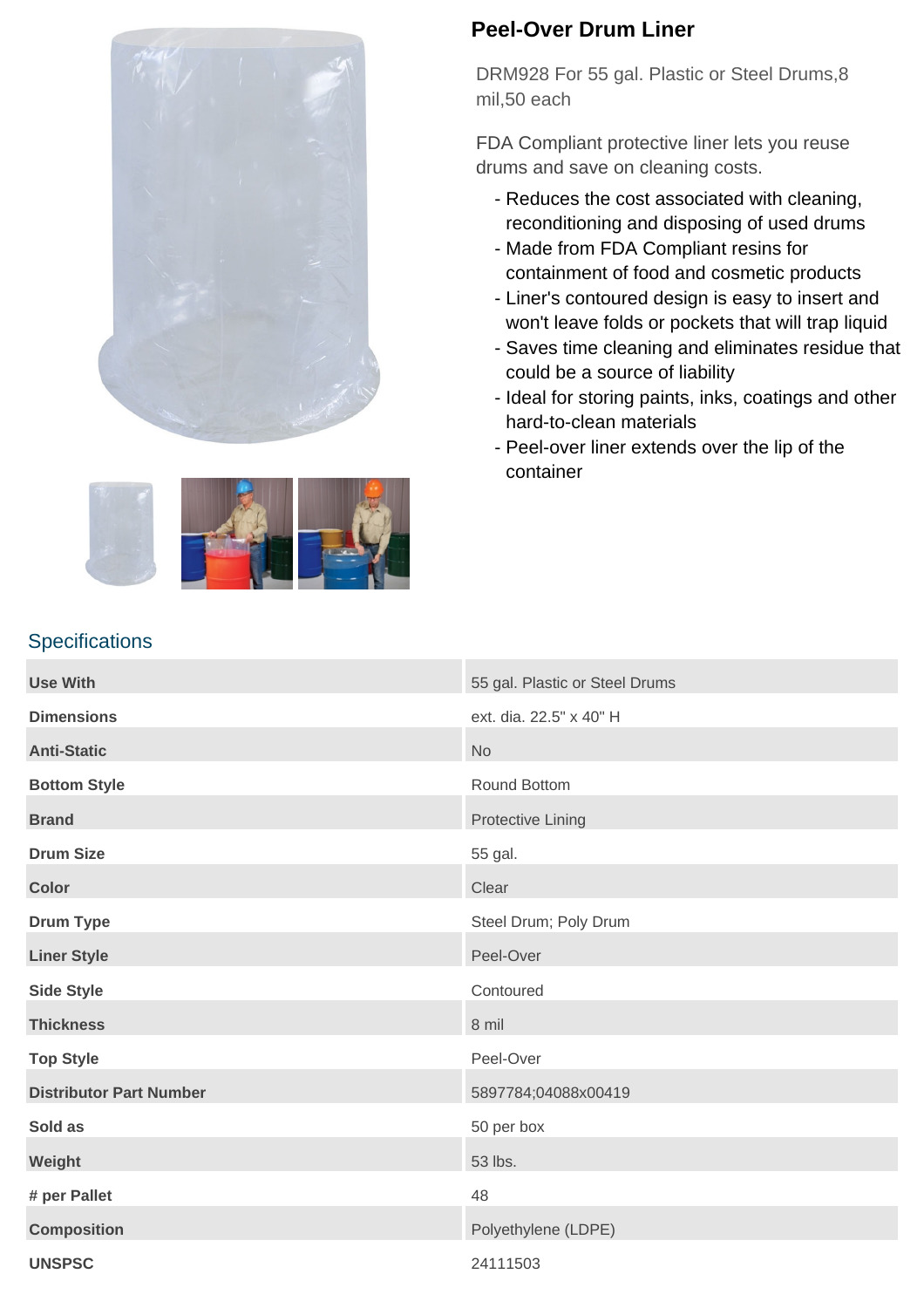# Peel-Over Drum Liner

DRM928 For 55 gal. Plastic or Steel Drums,8 mil,50 each

FDA Compliant protective liner lets you reuse drums and save on cleaning costs.

- Reduces the cost associated with cleaning, reconditioning and disposing of used drums
- Made from FDA Compliant resins for containment of food and cosmetic products
- Liner's contoured design is easy to insert and won't leave folds or pockets that will trap liquid
- Saves time cleaning and eliminates residue that could be a source of liability
- Ideal for storing paints, inks, coatings and other hard-to-clean materials
- Peel-over liner extends over the lip of the container

## Specifications

| | |
|---|---|
| **Use With** | 55 gal. Plastic or Steel Drums |
| **Dimensions** | ext. dia. 22.5" x 40" H |
| **Anti-Static** | No |
| **Bottom Style** | Round Bottom |
| **Brand** | Protective Lining |
| **Drum Size** | 55 gal. |
| **Color** | Clear |
| **Drum Type** | Steel Drum; Poly Drum |
| **Liner Style** | Peel-Over |
| **Side Style** | Contoured |
| **Thickness** | 8 mil |
| **Top Style** | Peel-Over |
| **Distributor Part Number** | 5897784;04088x00419 |
| **Sold as** | 50 per box |
| **Weight** | 53 lbs. |
| **# per Pallet** | 48 |
| **Composition** | Polyethylene (LDPE) |
| **UNSPSC** | 24111503 |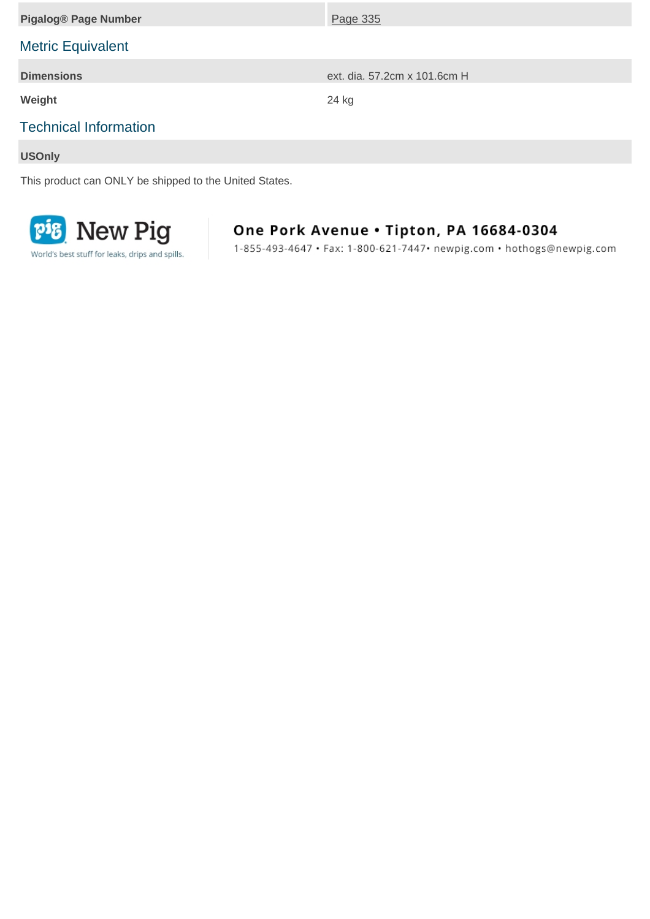| | |
|---|---|
| **Pigalog® Page Number** | Page 335 |

## Metric Equivalent

| | |
|---|---|
| **Dimensions** | ext. dia. 57.2cm x 101.6cm H |
| **Weight** | 24 kg |

## Technical Information

**USOnly**

This product can ONLY be shipped to the United States.

New Pig
World's best stuff for leaks, drips and spills.

**One Pork Avenue • Tipton, PA 16684-0304**
1-855-493-4647 • Fax: 1-800-621-7447• newpig.com • hothogs@newpig.com